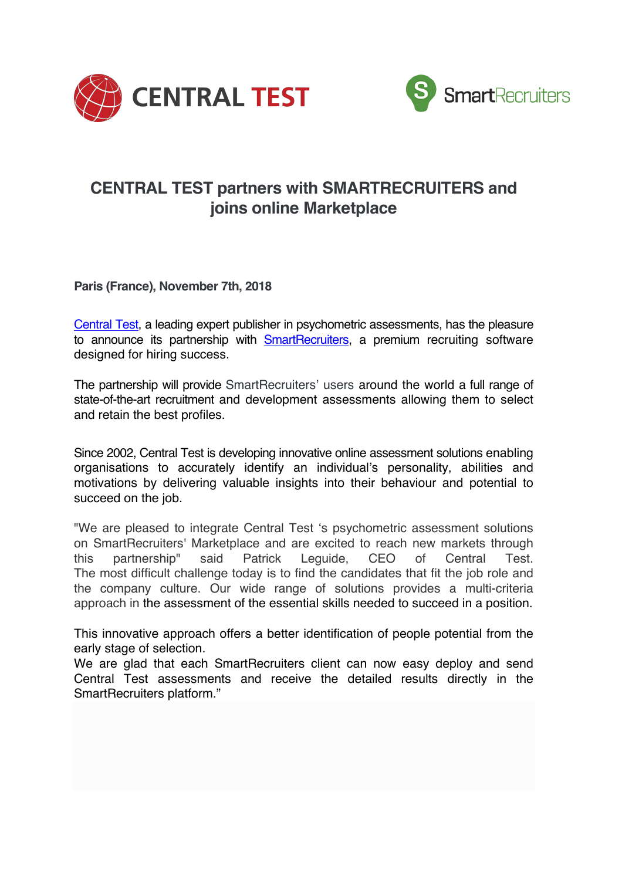# CENTRAL TEST partners with SMARTRECRUITERS and joins online Marketplace

**Paris (France), November 7th, 2018**

Central Test, a leading expert publisher in psychometric assessments, has the pleasure to announce its partnership with SmartRecruiters, a premium recruiting software designed for hiring success.

The partnership will provide SmartRecruiters' users around the world a full range of state-of-the-art recruitment and development assessments allowing them to select and retain the best profiles.

Since 2002, Central Test is developing innovative online assessment solutions enabling organisations to accurately identify an individual's personality, abilities and motivations by delivering valuable insights into their behaviour and potential to succeed on the job.

"We are pleased to integrate Central Test 's psychometric assessment solutions on SmartRecruiters' Marketplace and are excited to reach new markets through this partnership" said Patrick Leguide, CEO of Central Test. The most difficult challenge today is to find the candidates that fit the job role and the company culture. Our wide range of solutions provides a multi-criteria approach in the assessment of the essential skills needed to succeed in a position.

This innovative approach offers a better identification of people potential from the early stage of selection.
We are glad that each SmartRecruiters client can now easy deploy and send Central Test assessments and receive the detailed results directly in the SmartRecruiters platform."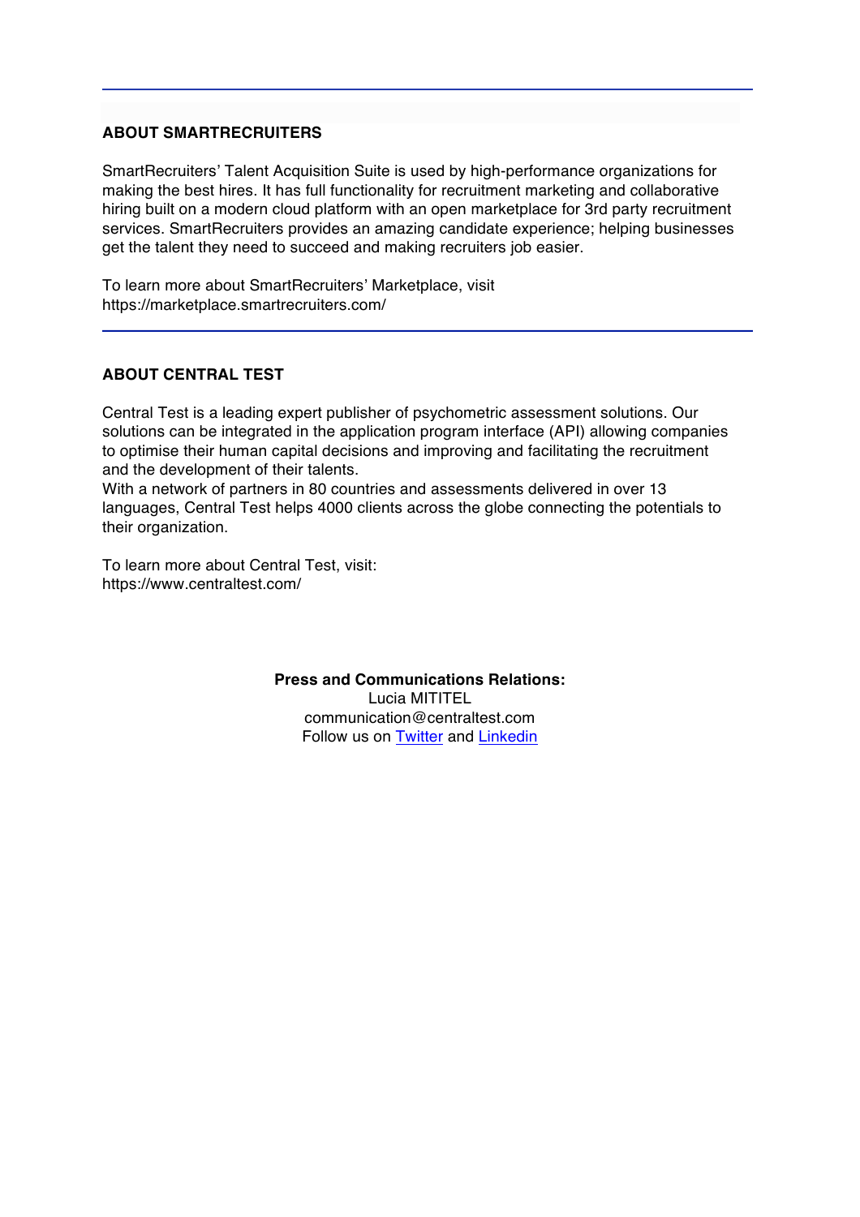---

## ABOUT SMARTRECRUITERS

SmartRecruiters' Talent Acquisition Suite is used by high-performance organizations for making the best hires. It has full functionality for recruitment marketing and collaborative hiring built on a modern cloud platform with an open marketplace for 3rd party recruitment services. SmartRecruiters provides an amazing candidate experience; helping businesses get the talent they need to succeed and making recruiters job easier.

To learn more about SmartRecruiters' Marketplace, visit https://marketplace.smartrecruiters.com/

---

## ABOUT CENTRAL TEST

Central Test is a leading expert publisher of psychometric assessment solutions. Our solutions can be integrated in the application program interface (API) allowing companies to optimise their human capital decisions and improving and facilitating the recruitment and the development of their talents.
With a network of partners in 80 countries and assessments delivered in over 13 languages, Central Test helps 4000 clients across the globe connecting the potentials to their organization.

To learn more about Central Test, visit:
https://www.centraltest.com/

**Press and Communications Relations:**
Lucia MITITEL
communication@centraltest.com
Follow us on Twitter and Linkedin